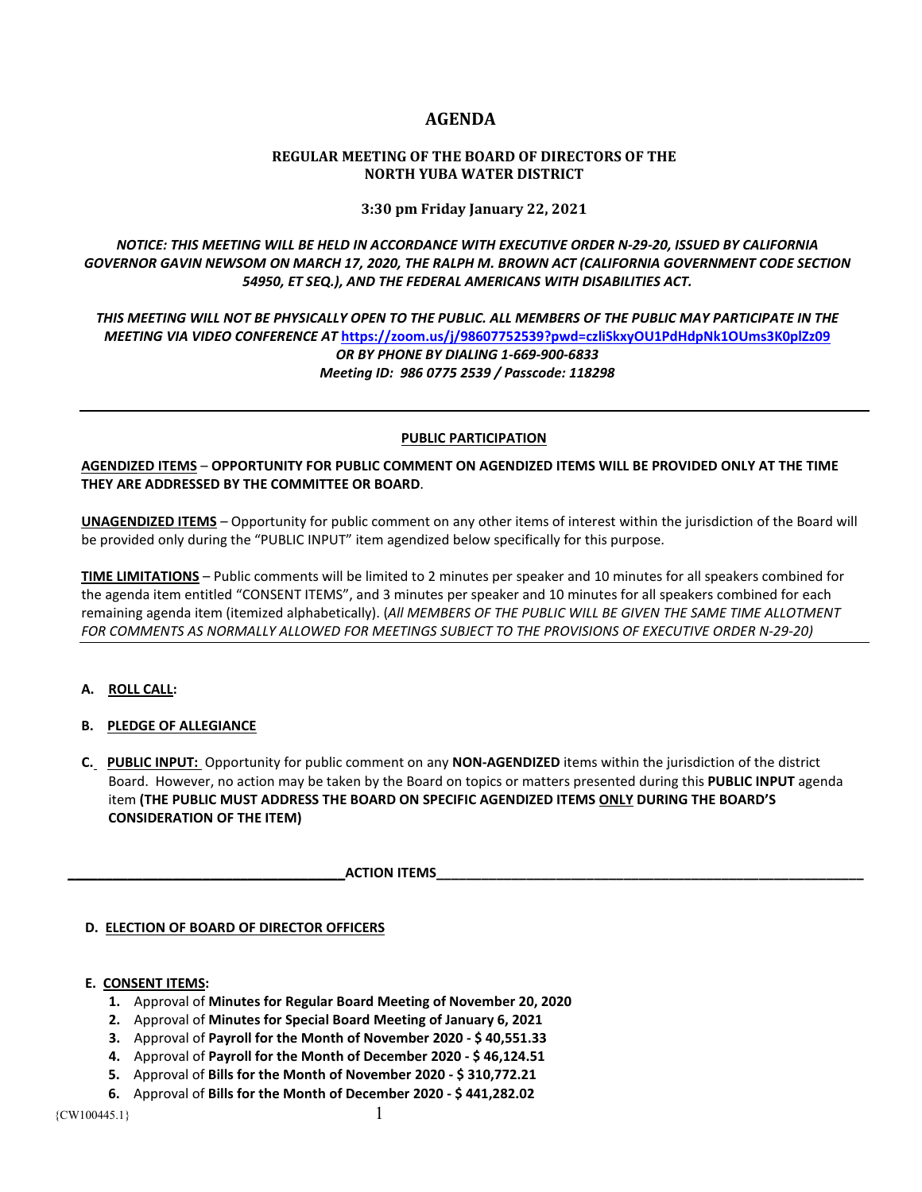# AGENDA

## REGULAR MEETING OF THE BOARD OF DIRECTORS OF THE NORTH YUBA WATER DISTRICT

**3:30 pm Friday January 22, 2021**

***NOTICE: THIS MEETING WILL BE HELD IN ACCORDANCE WITH EXECUTIVE ORDER N-29-20, ISSUED BY CALIFORNIA GOVERNOR GAVIN NEWSOM ON MARCH 17, 2020, THE RALPH M. BROWN ACT (CALIFORNIA GOVERNMENT CODE SECTION 54950, ET SEQ.), AND THE FEDERAL AMERICANS WITH DISABILITIES ACT.***

***THIS MEETING WILL NOT BE PHYSICALLY OPEN TO THE PUBLIC. ALL MEMBERS OF THE PUBLIC MAY PARTICIPATE IN THE MEETING VIA VIDEO CONFERENCE AT [https://zoom.us/j/98607752539?pwd=czliSkxyOU1PdHdpNk1OUms3K0plZz09](https://zoom.us/j/98607752539?pwd=czliSkxyOU1PdHdpNk1OUms3K0plZz09)***
***OR BY PHONE BY DIALING 1-669-900-6833***
***Meeting ID: 986 0775 2539 / Passcode: 118298***

---

**PUBLIC PARTICIPATION**

**AGENDIZED ITEMS – OPPORTUNITY FOR PUBLIC COMMENT ON AGENDIZED ITEMS WILL BE PROVIDED ONLY AT THE TIME THEY ARE ADDRESSED BY THE COMMITTEE OR BOARD**.

**UNAGENDIZED ITEMS** – Opportunity for public comment on any other items of interest within the jurisdiction of the Board will be provided only during the "PUBLIC INPUT" item agendized below specifically for this purpose.

**TIME LIMITATIONS** – Public comments will be limited to 2 minutes per speaker and 10 minutes for all speakers combined for the agenda item entitled "CONSENT ITEMS", and 3 minutes per speaker and 10 minutes for all speakers combined for each remaining agenda item (itemized alphabetically). (*All MEMBERS OF THE PUBLIC WILL BE GIVEN THE SAME TIME ALLOTMENT FOR COMMENTS AS NORMALLY ALLOWED FOR MEETINGS SUBJECT TO THE PROVISIONS OF EXECUTIVE ORDER N-29-20)*

---

**A. ROLL CALL:**

**B. PLEDGE OF ALLEGIANCE**

**C. PUBLIC INPUT:** Opportunity for public comment on any **NON-AGENDIZED** items within the jurisdiction of the district Board. However, no action may be taken by the Board on topics or matters presented during this **PUBLIC INPUT** agenda item **(THE PUBLIC MUST ADDRESS THE BOARD ON SPECIFIC AGENDIZED ITEMS ONLY DURING THE BOARD'S CONSIDERATION OF THE ITEM)**

**ACTION ITEMS**

**D. ELECTION OF BOARD OF DIRECTOR OFFICERS**

**E. CONSENT ITEMS:**

1. Approval of **Minutes for Regular Board Meeting of November 20, 2020**
2. Approval of **Minutes for Special Board Meeting of January 6, 2021**
3. Approval of **Payroll for the Month of November 2020 - $ 40,551.33**
4. Approval of **Payroll for the Month of December 2020 - $ 46,124.51**
5. Approval of **Bills for the Month of November 2020 - $ 310,772.21**
6. Approval of **Bills for the Month of December 2020 - $ 441,282.02**

{CW100445.1}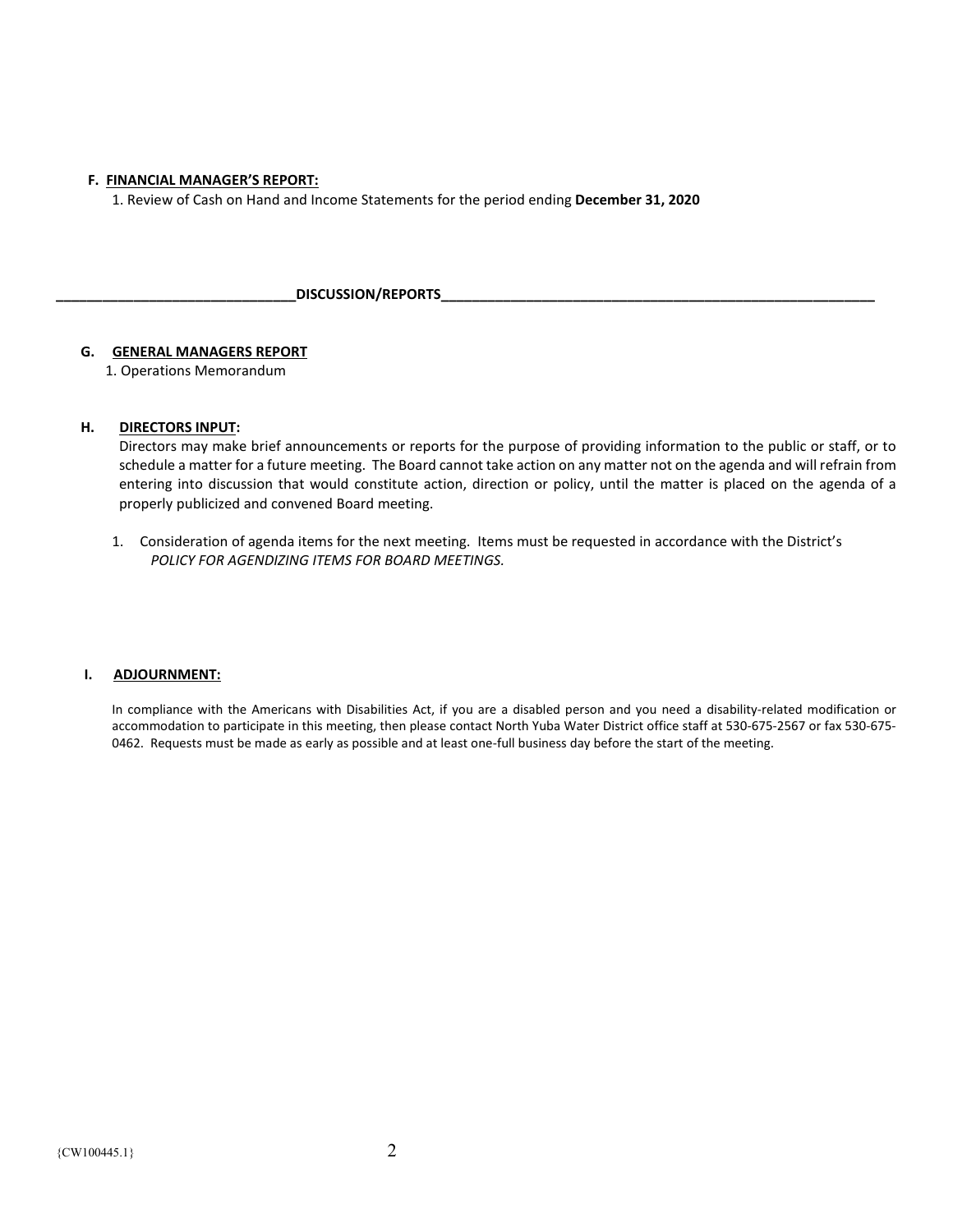**F. FINANCIAL MANAGER'S REPORT:**

1. Review of Cash on Hand and Income Statements for the period ending **December 31, 2020**

**DISCUSSION/REPORTS**

**G. GENERAL MANAGERS REPORT**

1. Operations Memorandum

**H. DIRECTORS INPUT:**

Directors may make brief announcements or reports for the purpose of providing information to the public or staff, or to schedule a matter for a future meeting. The Board cannot take action on any matter not on the agenda and will refrain from entering into discussion that would constitute action, direction or policy, until the matter is placed on the agenda of a properly publicized and convened Board meeting.

1. Consideration of agenda items for the next meeting. Items must be requested in accordance with the District's *POLICY FOR AGENDIZING ITEMS FOR BOARD MEETINGS.*

**I. ADJOURNMENT:**

In compliance with the Americans with Disabilities Act, if you are a disabled person and you need a disability-related modification or accommodation to participate in this meeting, then please contact North Yuba Water District office staff at 530-675-2567 or fax 530-675-0462. Requests must be made as early as possible and at least one-full business day before the start of the meeting.

{CW100445.1}